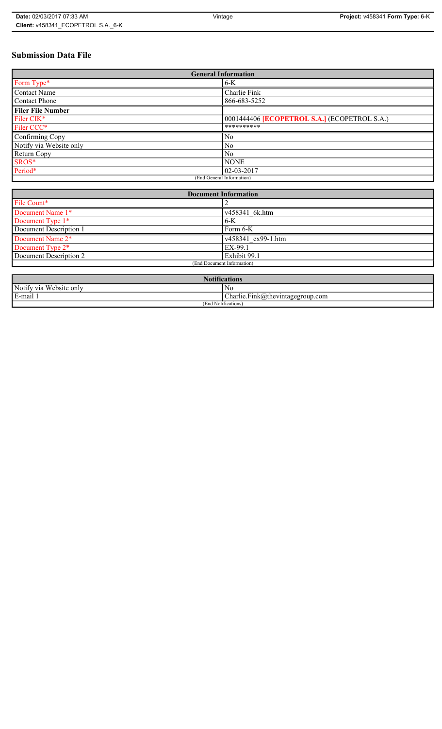# Submission Data File

| General Information | |
|---|---|
| Form Type* | 6-K |
| Contact Name | Charlie Fink |
| Contact Phone | 866-683-5252 |
| **Filer File Number** | |
| Filer CIK* | 0001444406 **[ECOPETROL S.A.]** (ECOPETROL S.A.) |
| Filer CCC* | ********** |
| Confirming Copy | No |
| Notify via Website only | No |
| Return Copy | No |
| SROS* | NONE |
| Period* | 02-03-2017 |
| (End General Information) | |

| Document Information | |
|---|---|
| File Count* | 2 |
| Document Name 1* | v458341_6k.htm |
| Document Type 1* | 6-K |
| Document Description 1 | Form 6-K |
| Document Name 2* | v458341_ex99-1.htm |
| Document Type 2* | EX-99.1 |
| Document Description 2 | Exhibit 99.1 |
| (End Document Information) | |

| Notifications | |
|---|---|
| Notify via Website only | No |
| E-mail 1 | Charlie.Fink@thevintagegroup.com |
| (End Notifications) | |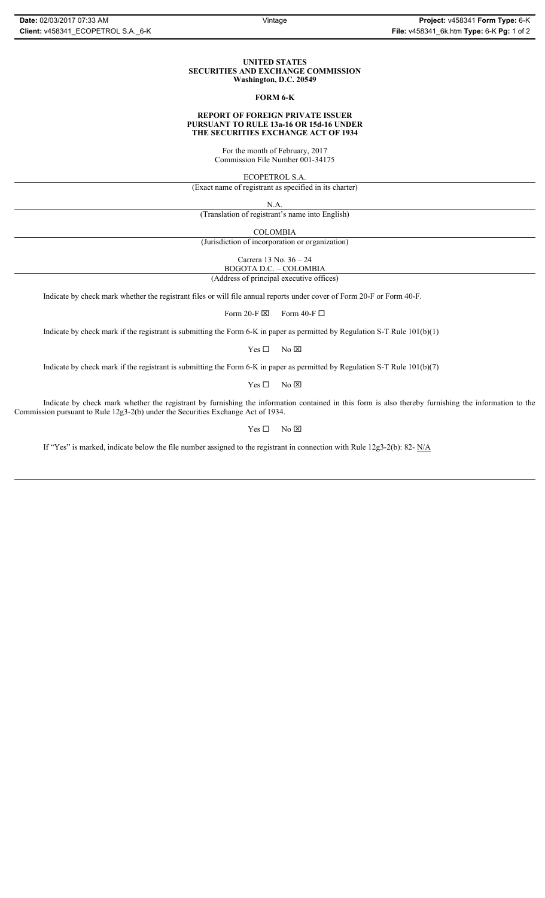**UNITED STATES**
**SECURITIES AND EXCHANGE COMMISSION**
**Washington, D.C. 20549**

**FORM 6-K**

**REPORT OF FOREIGN PRIVATE ISSUER**
**PURSUANT TO RULE 13a-16 OR 15d-16 UNDER**
**THE SECURITIES EXCHANGE ACT OF 1934**

For the month of February, 2017
Commission File Number 001-34175

ECOPETROL S.A.

(Exact name of registrant as specified in its charter)

N.A.

(Translation of registrant's name into English)

COLOMBIA

(Jurisdiction of incorporation or organization)

Carrera 13 No. 36 – 24
BOGOTA D.C. – COLOMBIA

(Address of principal executive offices)

Indicate by check mark whether the registrant files or will file annual reports under cover of Form 20-F or Form 40-F.

Form 20-F ☒ Form 40-F ☐

Indicate by check mark if the registrant is submitting the Form 6-K in paper as permitted by Regulation S-T Rule 101(b)(1)

Yes ☐ No ☒

Indicate by check mark if the registrant is submitting the Form 6-K in paper as permitted by Regulation S-T Rule 101(b)(7)

Yes ☐ No ☒

Indicate by check mark whether the registrant by furnishing the information contained in this form is also thereby furnishing the information to the Commission pursuant to Rule 12g3-2(b) under the Securities Exchange Act of 1934.

Yes ☐ No ☒

If "Yes" is marked, indicate below the file number assigned to the registrant in connection with Rule 12g3-2(b): 82- N/A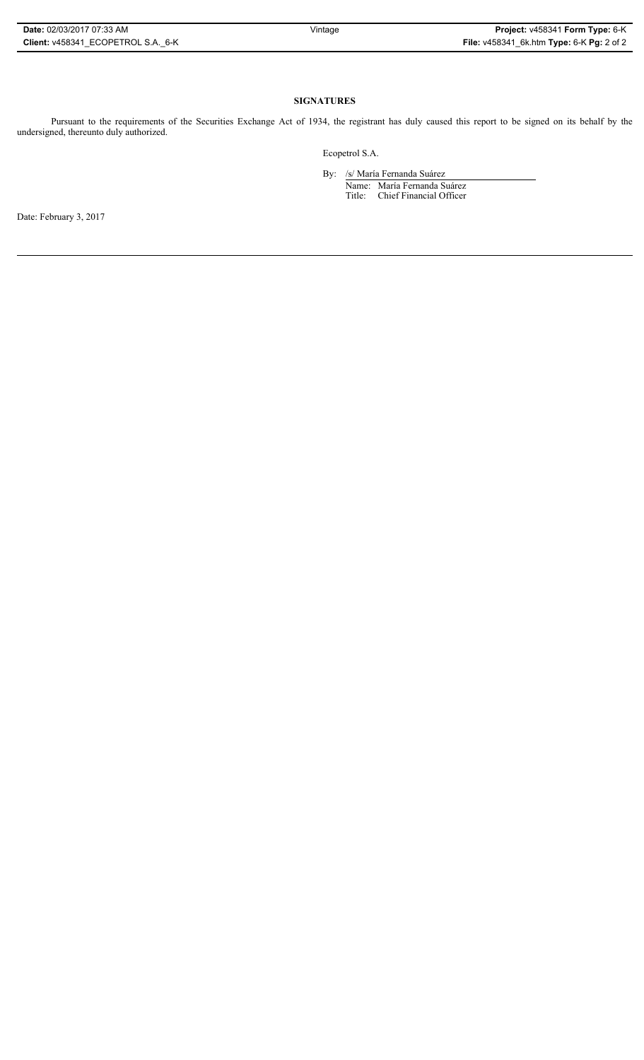**SIGNATURES**

Pursuant to the requirements of the Securities Exchange Act of 1934, the registrant has duly caused this report to be signed on its behalf by the undersigned, thereunto duly authorized.

Ecopetrol S.A.

By: /s/ María Fernanda Suárez

Name: María Fernanda Suárez
Title: Chief Financial Officer

Date: February 3, 2017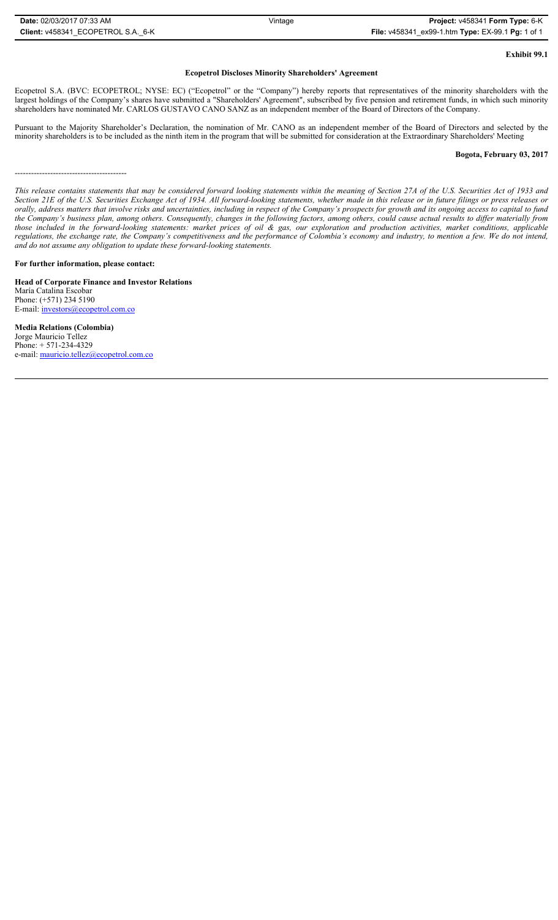**Exhibit 99.1**

**Ecopetrol Discloses Minority Shareholders' Agreement**

Ecopetrol S.A. (BVC: ECOPETROL; NYSE: EC) ("Ecopetrol" or the "Company") hereby reports that representatives of the minority shareholders with the largest holdings of the Company's shares have submitted a "Shareholders' Agreement", subscribed by five pension and retirement funds, in which such minority shareholders have nominated Mr. CARLOS GUSTAVO CANO SANZ as an independent member of the Board of Directors of the Company.

Pursuant to the Majority Shareholder's Declaration, the nomination of Mr. CANO as an independent member of the Board of Directors and selected by the minority shareholders is to be included as the ninth item in the program that will be submitted for consideration at the Extraordinary Shareholders' Meeting

**Bogota, February 03, 2017**

-----------------------------------------

*This release contains statements that may be considered forward looking statements within the meaning of Section 27A of the U.S. Securities Act of 1933 and Section 21E of the U.S. Securities Exchange Act of 1934. All forward-looking statements, whether made in this release or in future filings or press releases or orally, address matters that involve risks and uncertainties, including in respect of the Company's prospects for growth and its ongoing access to capital to fund the Company's business plan, among others. Consequently, changes in the following factors, among others, could cause actual results to differ materially from those included in the forward-looking statements: market prices of oil & gas, our exploration and production activities, market conditions, applicable regulations, the exchange rate, the Company's competitiveness and the performance of Colombia's economy and industry, to mention a few. We do not intend, and do not assume any obligation to update these forward-looking statements.*

**For further information, please contact:**

**Head of Corporate Finance and Investor Relations**
María Catalina Escobar
Phone: (+571) 234 5190
E-mail: investors@ecopetrol.com.co

**Media Relations (Colombia)**
Jorge Mauricio Tellez
Phone: + 571-234-4329
e-mail: mauricio.tellez@ecopetrol.com.co